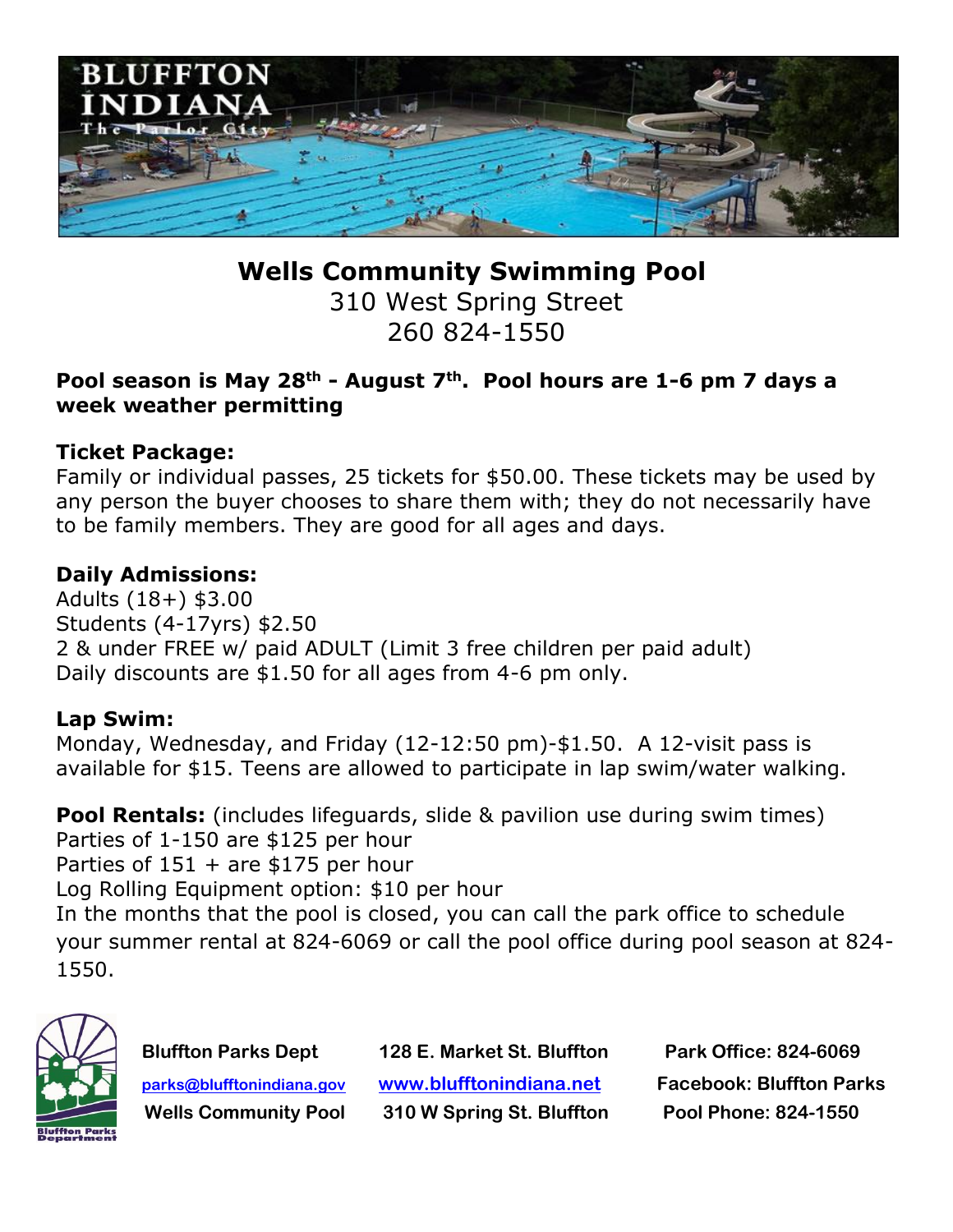# Wells Community Swimming Pool

310 West Spring Street
260 824-1550

**Pool season is May 28th - August 7th. Pool hours are 1-6 pm 7 days a week weather permitting**

**Ticket Package:**
Family or individual passes, 25 tickets for $50.00. These tickets may be used by any person the buyer chooses to share them with; they do not necessarily have to be family members. They are good for all ages and days.

**Daily Admissions:**
Adults (18+) $3.00
Students (4-17yrs) $2.50
2 & under FREE w/ paid ADULT (Limit 3 free children per paid adult)
Daily discounts are $1.50 for all ages from 4-6 pm only.

**Lap Swim:**
Monday, Wednesday, and Friday (12-12:50 pm)-$1.50. A 12-visit pass is available for $15. Teens are allowed to participate in lap swim/water walking.

**Pool Rentals:** (includes lifeguards, slide & pavilion use during swim times)
Parties of 1-150 are $125 per hour
Parties of 151 + are $175 per hour
Log Rolling Equipment option: $10 per hour
In the months that the pool is closed, you can call the park office to schedule your summer rental at 824-6069 or call the pool office during pool season at 824-1550.

**Bluffton Parks Dept** **128 E. Market St. Bluffton** **Park Office: 824-6069**
parks@blufftonindiana.gov www.blufftonindiana.net **Facebook: Bluffton Parks**
**Wells Community Pool** **310 W Spring St. Bluffton** **Pool Phone: 824-1550**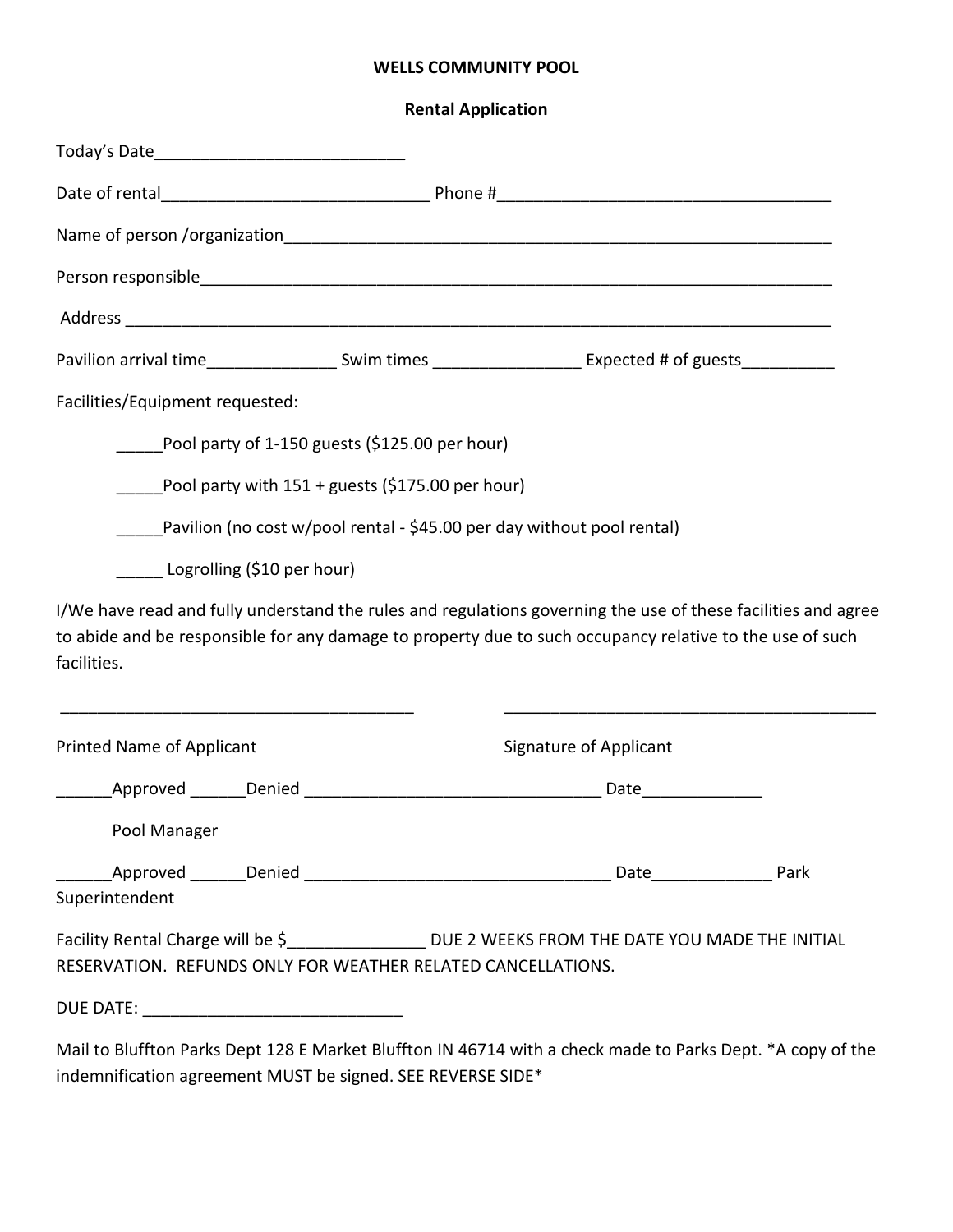**WELLS COMMUNITY POOL**

**Rental Application**

Today's Date___________________________

Date of rental_____________________________ Phone #____________________________________

Name of person /organization______________________________________________________________

Person responsible_______________________________________________________________________

Address ______________________________________________________________________________

Pavilion arrival time______________ Swim times ________________ Expected # of guests__________

Facilities/Equipment requested:

_____Pool party of 1-150 guests ($125.00 per hour)

_____Pool party with 151 + guests ($175.00 per hour)

_____Pavilion (no cost w/pool rental - $45.00 per day without pool rental)

_____ Logrolling ($10 per hour)

I/We have read and fully understand the rules and regulations governing the use of these facilities and agree to abide and be responsible for any damage to property due to such occupancy relative to the use of such facilities.

_______________________________________ __________________________________________

Printed Name of Applicant Signature of Applicant

______Approved ______Denied ________________________________ Date_____________

Pool Manager

______Approved ______Denied __________________________________ Date_____________ Park Superintendent

Facility Rental Charge will be $_______________ DUE 2 WEEKS FROM THE DATE YOU MADE THE INITIAL RESERVATION. REFUNDS ONLY FOR WEATHER RELATED CANCELLATIONS.

DUE DATE: ____________________________

Mail to Bluffton Parks Dept 128 E Market Bluffton IN 46714 with a check made to Parks Dept. *A copy of the indemnification agreement MUST be signed. SEE REVERSE SIDE*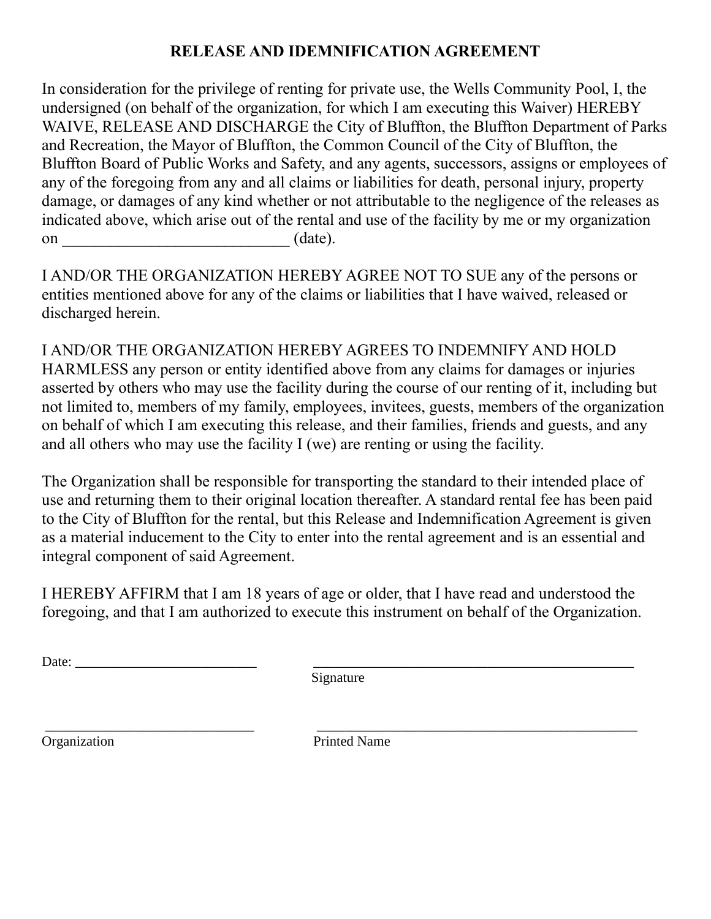## RELEASE AND IDEMNIFICATION AGREEMENT

In consideration for the privilege of renting for private use, the Wells Community Pool, I, the undersigned (on behalf of the organization, for which I am executing this Waiver) HEREBY WAIVE, RELEASE AND DISCHARGE the City of Bluffton, the Bluffton Department of Parks and Recreation, the Mayor of Bluffton, the Common Council of the City of Bluffton, the Bluffton Board of Public Works and Safety, and any agents, successors, assigns or employees of any of the foregoing from any and all claims or liabilities for death, personal injury, property damage, or damages of any kind whether or not attributable to the negligence of the releases as indicated above, which arise out of the rental and use of the facility by me or my organization on ____________________________ (date).

I AND/OR THE ORGANIZATION HEREBY AGREE NOT TO SUE any of the persons or entities mentioned above for any of the claims or liabilities that I have waived, released or discharged herein.

I AND/OR THE ORGANIZATION HEREBY AGREES TO INDEMNIFY AND HOLD HARMLESS any person or entity identified above from any claims for damages or injuries asserted by others who may use the facility during the course of our renting of it, including but not limited to, members of my family, employees, invitees, guests, members of the organization on behalf of which I am executing this release, and their families, friends and guests, and any and all others who may use the facility I (we) are renting or using the facility.

The Organization shall be responsible for transporting the standard to their intended place of use and returning them to their original location thereafter. A standard rental fee has been paid to the City of Bluffton for the rental, but this Release and Indemnification Agreement is given as a material inducement to the City to enter into the rental agreement and is an essential and integral component of said Agreement.

I HEREBY AFFIRM that I am 18 years of age or older, that I have read and understood the foregoing, and that I am authorized to execute this instrument on behalf of the Organization.

Date: __________________________ ______________________________________________
Signature

______________________________ ______________________________________________
Organization Printed Name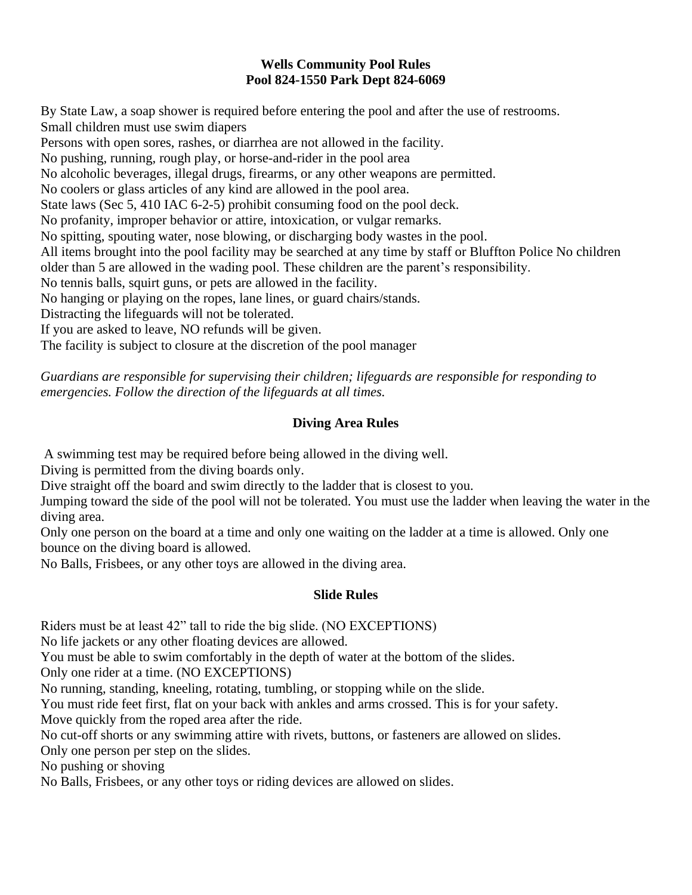**Wells Community Pool Rules**
**Pool 824-1550 Park Dept 824-6069**

By State Law, a soap shower is required before entering the pool and after the use of restrooms.
Small children must use swim diapers
Persons with open sores, rashes, or diarrhea are not allowed in the facility.
No pushing, running, rough play, or horse-and-rider in the pool area
No alcoholic beverages, illegal drugs, firearms, or any other weapons are permitted.
No coolers or glass articles of any kind are allowed in the pool area.
State laws (Sec 5, 410 IAC 6-2-5) prohibit consuming food on the pool deck.
No profanity, improper behavior or attire, intoxication, or vulgar remarks.
No spitting, spouting water, nose blowing, or discharging body wastes in the pool.
All items brought into the pool facility may be searched at any time by staff or Bluffton Police No children older than 5 are allowed in the wading pool. These children are the parent's responsibility.
No tennis balls, squirt guns, or pets are allowed in the facility.
No hanging or playing on the ropes, lane lines, or guard chairs/stands.
Distracting the lifeguards will not be tolerated.
If you are asked to leave, NO refunds will be given.
The facility is subject to closure at the discretion of the pool manager

*Guardians are responsible for supervising their children; lifeguards are responsible for responding to emergencies. Follow the direction of the lifeguards at all times.*

## Diving Area Rules

A swimming test may be required before being allowed in the diving well.
Diving is permitted from the diving boards only.
Dive straight off the board and swim directly to the ladder that is closest to you.
Jumping toward the side of the pool will not be tolerated. You must use the ladder when leaving the water in the diving area.
Only one person on the board at a time and only one waiting on the ladder at a time is allowed. Only one bounce on the diving board is allowed.
No Balls, Frisbees, or any other toys are allowed in the diving area.

## Slide Rules

Riders must be at least 42" tall to ride the big slide. (NO EXCEPTIONS)
No life jackets or any other floating devices are allowed.
You must be able to swim comfortably in the depth of water at the bottom of the slides.
Only one rider at a time. (NO EXCEPTIONS)
No running, standing, kneeling, rotating, tumbling, or stopping while on the slide.
You must ride feet first, flat on your back with ankles and arms crossed. This is for your safety.
Move quickly from the roped area after the ride.
No cut-off shorts or any swimming attire with rivets, buttons, or fasteners are allowed on slides.
Only one person per step on the slides.
No pushing or shoving
No Balls, Frisbees, or any other toys or riding devices are allowed on slides.